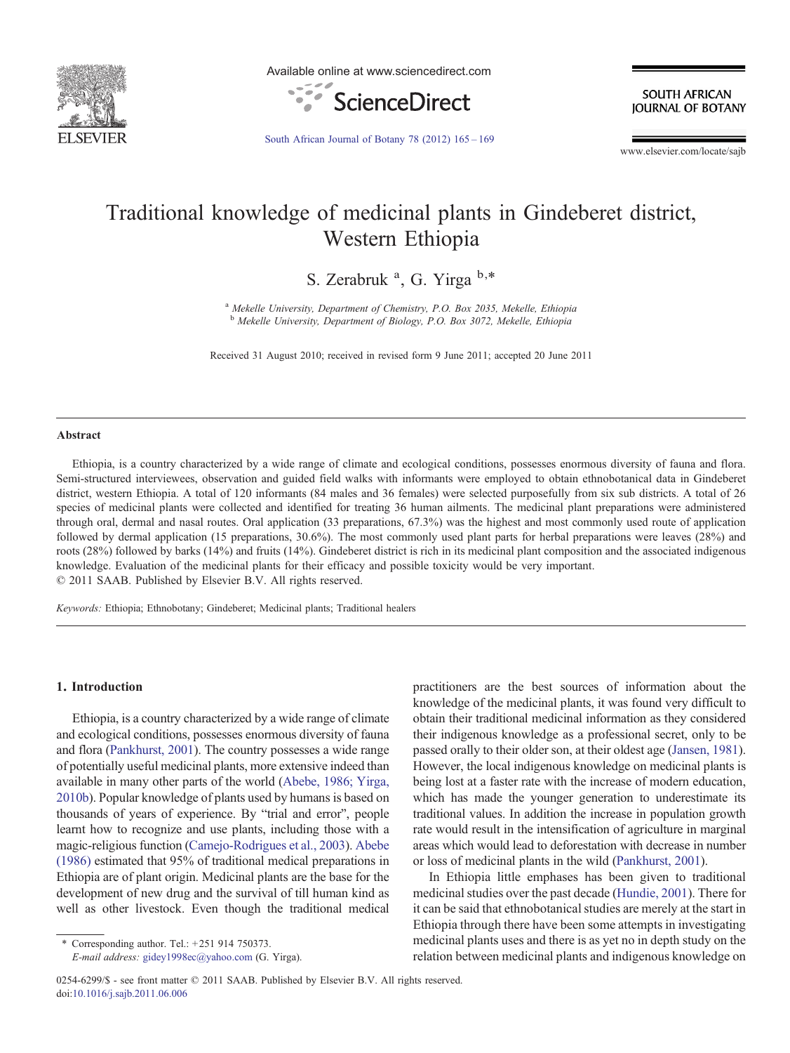# Traditional knowledge of medicinal plants in Gindeberet district, Western Ethiopia

S. Zerabruk [a], G. Yirga [b,*]

[a] Mekelle University, Department of Chemistry, P.O. Box 2035, Mekelle, Ethiopia
[b] Mekelle University, Department of Biology, P.O. Box 3072, Mekelle, Ethiopia

Received 31 August 2010; received in revised form 9 June 2011; accepted 20 June 2011

## Abstract

Ethiopia, is a country characterized by a wide range of climate and ecological conditions, possesses enormous diversity of fauna and flora. Semi-structured interviewees, observation and guided field walks with informants were employed to obtain ethnobotanical data in Gindeberet district, western Ethiopia. A total of 120 informants (84 males and 36 females) were selected purposefully from six sub districts. A total of 26 species of medicinal plants were collected and identified for treating 36 human ailments. The medicinal plant preparations were administered through oral, dermal and nasal routes. Oral application (33 preparations, 67.3%) was the highest and most commonly used route of application followed by dermal application (15 preparations, 30.6%). The most commonly used plant parts for herbal preparations were leaves (28%) and roots (28%) followed by barks (14%) and fruits (14%). Gindeberet district is rich in its medicinal plant composition and the associated indigenous knowledge. Evaluation of the medicinal plants for their efficacy and possible toxicity would be very important.

© 2011 SAAB. Published by Elsevier B.V. All rights reserved.

*Keywords:* Ethiopia; Ethnobotany; Gindeberet; Medicinal plants; Traditional healers

## 1. Introduction

Ethiopia, is a country characterized by a wide range of climate and ecological conditions, possesses enormous diversity of fauna and flora (Pankhurst, 2001). The country possesses a wide range of potentially useful medicinal plants, more extensive indeed than available in many other parts of the world (Abebe, 1986; Yirga, 2010b). Popular knowledge of plants used by humans is based on thousands of years of experience. By "trial and error", people learnt how to recognize and use plants, including those with a magic-religious function (Camejo-Rodrigues et al., 2003). Abebe (1986) estimated that 95% of traditional medical preparations in Ethiopia are of plant origin. Medicinal plants are the base for the development of new drug and the survival of till human kind as well as other livestock. Even though the traditional medical practitioners are the best sources of information about the knowledge of the medicinal plants, it was found very difficult to obtain their traditional medicinal information as they considered their indigenous knowledge as a professional secret, only to be passed orally to their older son, at their oldest age (Jansen, 1981). However, the local indigenous knowledge on medicinal plants is being lost at a faster rate with the increase of modern education, which has made the younger generation to underestimate its traditional values. In addition the increase in population growth rate would result in the intensification of agriculture in marginal areas which would lead to deforestation with decrease in number or loss of medicinal plants in the wild (Pankhurst, 2001).

In Ethiopia little emphases has been given to traditional medicinal studies over the past decade (Hundie, 2001). There for it can be said that ethnobotanical studies are merely at the start in Ethiopia through there have been some attempts in investigating medicinal plants uses and there is as yet no in depth study on the relation between medicinal plants and indigenous knowledge on

\* Corresponding author. Tel.: +251 914 750373.
*E-mail address:* gidey1998ec@yahoo.com (G. Yirga).

0254-6299/$ - see front matter © 2011 SAAB. Published by Elsevier B.V. All rights reserved.
doi:10.1016/j.sajb.2011.06.006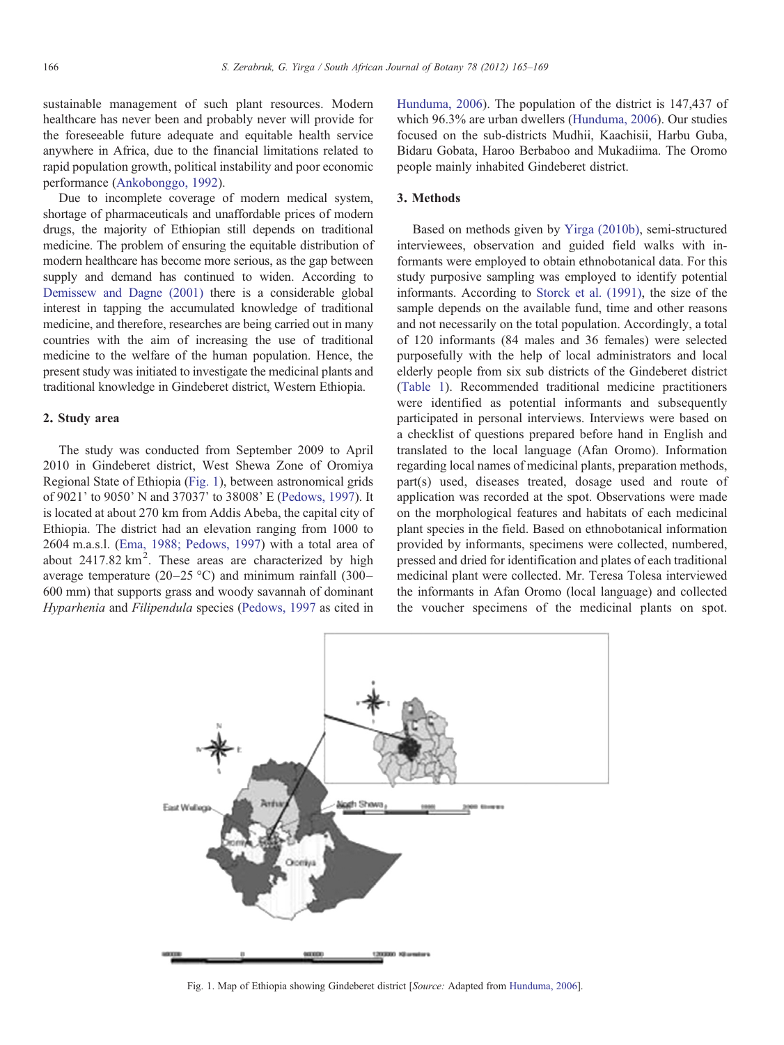sustainable management of such plant resources. Modern healthcare has never been and probably never will provide for the foreseeable future adequate and equitable health service anywhere in Africa, due to the financial limitations related to rapid population growth, political instability and poor economic performance (Ankobonggo, 1992).

Due to incomplete coverage of modern medical system, shortage of pharmaceuticals and unaffordable prices of modern drugs, the majority of Ethiopian still depends on traditional medicine. The problem of ensuring the equitable distribution of modern healthcare has become more serious, as the gap between supply and demand has continued to widen. According to Demissew and Dagne (2001) there is a considerable global interest in tapping the accumulated knowledge of traditional medicine, and therefore, researches are being carried out in many countries with the aim of increasing the use of traditional medicine to the welfare of the human population. Hence, the present study was initiated to investigate the medicinal plants and traditional knowledge in Gindeberet district, Western Ethiopia.

## 2. Study area

The study was conducted from September 2009 to April 2010 in Gindeberet district, West Shewa Zone of Oromiya Regional State of Ethiopia (Fig. 1), between astronomical grids of 9021' to 9050' N and 37037' to 38008' E (Pedows, 1997). It is located at about 270 km from Addis Abeba, the capital city of Ethiopia. The district had an elevation ranging from 1000 to 2604 m.a.s.l. (Ema, 1988; Pedows, 1997) with a total area of about 2417.82 km$^2$. These areas are characterized by high average temperature (20–25 °C) and minimum rainfall (300–600 mm) that supports grass and woody savannah of dominant *Hyparhenia* and *Filipendula* species (Pedows, 1997 as cited in Hunduma, 2006). The population of the district is 147,437 of which 96.3% are urban dwellers (Hunduma, 2006). Our studies focused on the sub-districts Mudhii, Kaachisii, Harbu Guba, Bidaru Gobata, Haroo Berbaboo and Mukadiima. The Oromo people mainly inhabited Gindeberet district.

## 3. Methods

Based on methods given by Yirga (2010b), semi-structured interviewees, observation and guided field walks with informants were employed to obtain ethnobotanical data. For this study purposive sampling was employed to identify potential informants. According to Storck et al. (1991), the size of the sample depends on the available fund, time and other reasons and not necessarily on the total population. Accordingly, a total of 120 informants (84 males and 36 females) were selected purposefully with the help of local administrators and local elderly people from six sub districts of the Gindeberet district (Table 1). Recommended traditional medicine practitioners were identified as potential informants and subsequently participated in personal interviews. Interviews were based on a checklist of questions prepared before hand in English and translated to the local language (Afan Oromo). Information regarding local names of medicinal plants, preparation methods, part(s) used, diseases treated, dosage used and route of application was recorded at the spot. Observations were made on the morphological features and habitats of each medicinal plant species in the field. Based on ethnobotanical information provided by informants, specimens were collected, numbered, pressed and dried for identification and plates of each traditional medicinal plant were collected. Mr. Teresa Tolesa interviewed the informants in Afan Oromo (local language) and collected the voucher specimens of the medicinal plants on spot.

Fig. 1. Map of Ethiopia showing Gindeberet district [*Source:* Adapted from Hunduma, 2006].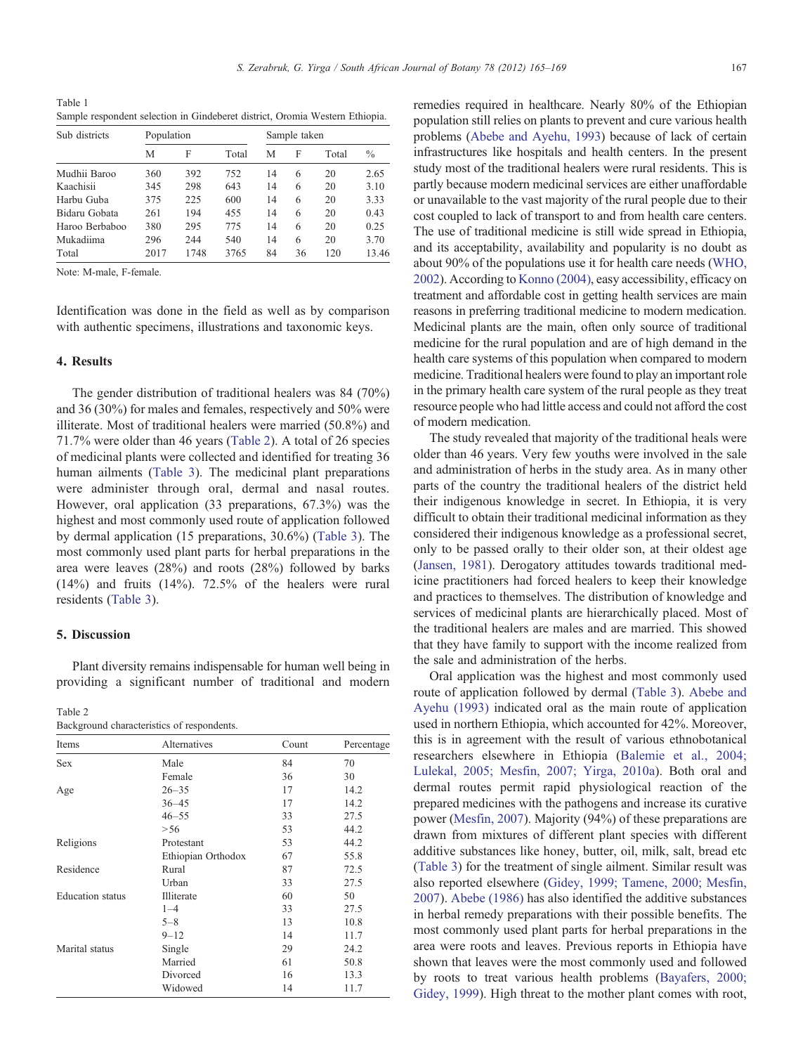Table 1
Sample respondent selection in Gindeberet district, Oromia Western Ethiopia.

| Sub districts | Population | | | Sample taken | | | |
|---|---|---|---|---|---|---|---|
| | M | F | Total | M | F | Total | % |
| Mudhii Baroo | 360 | 392 | 752 | 14 | 6 | 20 | 2.65 |
| Kaachisii | 345 | 298 | 643 | 14 | 6 | 20 | 3.10 |
| Harbu Guba | 375 | 225 | 600 | 14 | 6 | 20 | 3.33 |
| Bidaru Gobata | 261 | 194 | 455 | 14 | 6 | 20 | 0.43 |
| Haroo Berbaboo | 380 | 295 | 775 | 14 | 6 | 20 | 0.25 |
| Mukadiima | 296 | 244 | 540 | 14 | 6 | 20 | 3.70 |
| Total | 2017 | 1748 | 3765 | 84 | 36 | 120 | 13.46 |

Note: M-male, F-female.

Identification was done in the field as well as by comparison with authentic specimens, illustrations and taxonomic keys.

## 4. Results

The gender distribution of traditional healers was 84 (70%) and 36 (30%) for males and females, respectively and 50% were illiterate. Most of traditional healers were married (50.8%) and 71.7% were older than 46 years (Table 2). A total of 26 species of medicinal plants were collected and identified for treating 36 human ailments (Table 3). The medicinal plant preparations were administer through oral, dermal and nasal routes. However, oral application (33 preparations, 67.3%) was the highest and most commonly used route of application followed by dermal application (15 preparations, 30.6%) (Table 3). The most commonly used plant parts for herbal preparations in the area were leaves (28%) and roots (28%) followed by barks (14%) and fruits (14%). 72.5% of the healers were rural residents (Table 3).

## 5. Discussion

Plant diversity remains indispensable for human well being in providing a significant number of traditional and modern remedies required in healthcare. Nearly 80% of the Ethiopian population still relies on plants to prevent and cure various health problems (Abebe and Ayehu, 1993) because of lack of certain infrastructures like hospitals and health centers. In the present study most of the traditional healers were rural residents. This is partly because modern medicinal services are either unaffordable or unavailable to the vast majority of the rural people due to their cost coupled to lack of transport to and from health care centers. The use of traditional medicine is still wide spread in Ethiopia, and its acceptability, availability and popularity is no doubt as about 90% of the populations use it for health care needs (WHO, 2002). According to Konno (2004), easy accessibility, efficacy on treatment and affordable cost in getting health services are main reasons in preferring traditional medicine to modern medication. Medicinal plants are the main, often only source of traditional medicine for the rural population and are of high demand in the health care systems of this population when compared to modern medicine. Traditional healers were found to play an important role in the primary health care system of the rural people as they treat resource people who had little access and could not afford the cost of modern medication.

Table 2
Background characteristics of respondents.

| Items | Alternatives | Count | Percentage |
|---|---|---|---|
| Sex | Male | 84 | 70 |
| | Female | 36 | 30 |
| Age | 26–35 | 17 | 14.2 |
| | 36–45 | 17 | 14.2 |
| | 46–55 | 33 | 27.5 |
| | >56 | 53 | 44.2 |
| Religions | Protestant | 53 | 44.2 |
| | Ethiopian Orthodox | 67 | 55.8 |
| Residence | Rural | 87 | 72.5 |
| | Urban | 33 | 27.5 |
| Education status | Illiterate | 60 | 50 |
| | 1–4 | 33 | 27.5 |
| | 5–8 | 13 | 10.8 |
| | 9–12 | 14 | 11.7 |
| Marital status | Single | 29 | 24.2 |
| | Married | 61 | 50.8 |
| | Divorced | 16 | 13.3 |
| | Widowed | 14 | 11.7 |

The study revealed that majority of the traditional heals were older than 46 years. Very few youths were involved in the sale and administration of herbs in the study area. As in many other parts of the country the traditional healers of the district held their indigenous knowledge in secret. In Ethiopia, it is very difficult to obtain their traditional medicinal information as they considered their indigenous knowledge as a professional secret, only to be passed orally to their older son, at their oldest age (Jansen, 1981). Derogatory attitudes towards traditional medicine practitioners had forced healers to keep their knowledge and practices to themselves. The distribution of knowledge and services of medicinal plants are hierarchically placed. Most of the traditional healers are males and are married. This showed that they have family to support with the income realized from the sale and administration of the herbs.

Oral application was the highest and most commonly used route of application followed by dermal (Table 3). Abebe and Ayehu (1993) indicated oral as the main route of application used in northern Ethiopia, which accounted for 42%. Moreover, this is in agreement with the result of various ethnobotanical researchers elsewhere in Ethiopia (Balemie et al., 2004; Lulekal, 2005; Mesfin, 2007; Yirga, 2010a). Both oral and dermal routes permit rapid physiological reaction of the prepared medicines with the pathogens and increase its curative power (Mesfin, 2007). Majority (94%) of these preparations are drawn from mixtures of different plant species with different additive substances like honey, butter, oil, milk, salt, bread etc (Table 3) for the treatment of single ailment. Similar result was also reported elsewhere (Gidey, 1999; Tamene, 2000; Mesfin, 2007). Abebe (1986) has also identified the additive substances in herbal remedy preparations with their possible benefits. The most commonly used plant parts for herbal preparations in the area were roots and leaves. Previous reports in Ethiopia have shown that leaves were the most commonly used and followed by roots to treat various health problems (Bayafers, 2000; Gidey, 1999). High threat to the mother plant comes with root,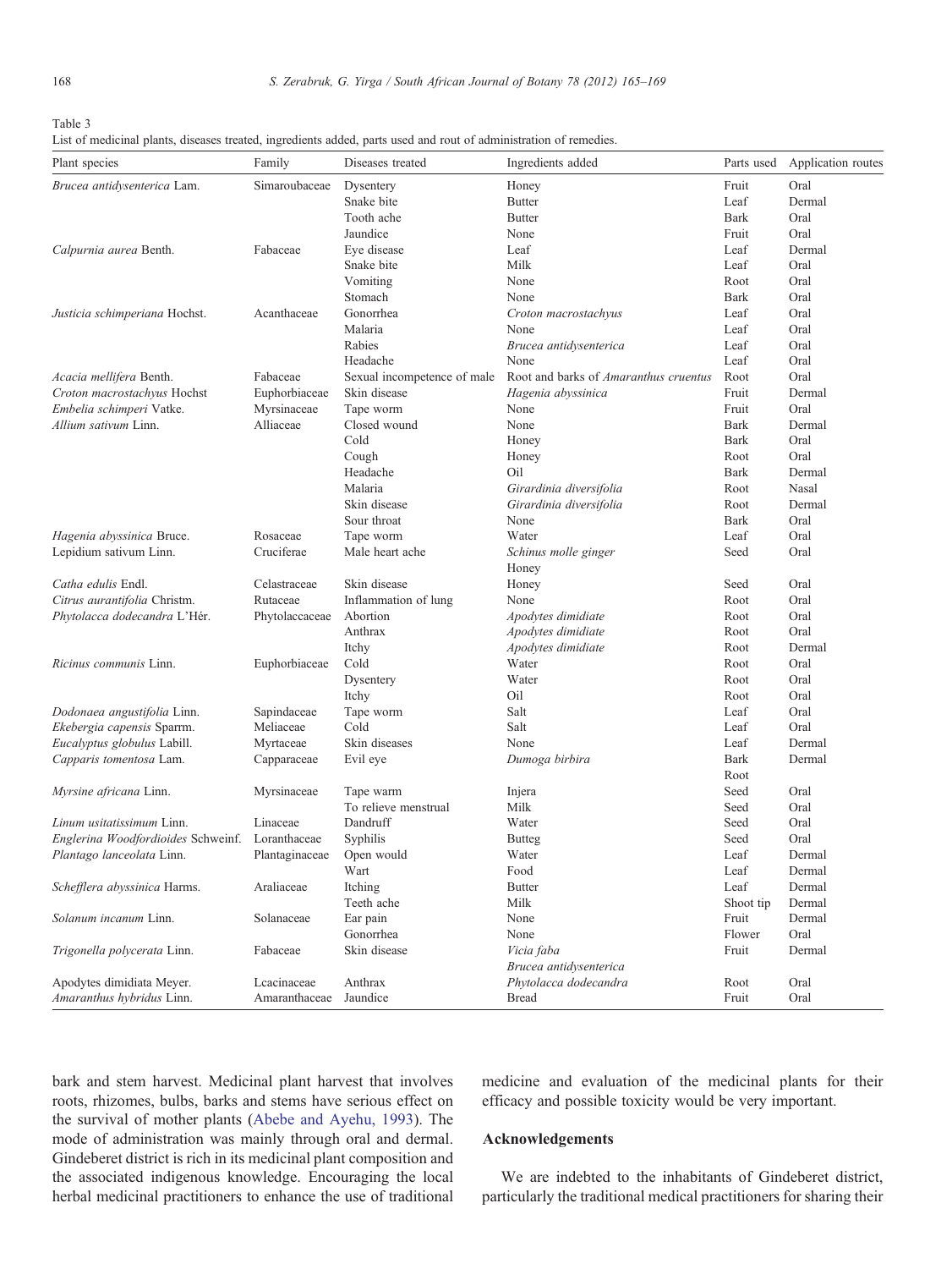Table 3
List of medicinal plants, diseases treated, ingredients added, parts used and rout of administration of remedies.

| Plant species | Family | Diseases treated | Ingredients added | Parts used | Application routes |
|---|---|---|---|---|---|
| *Brucea antidysenterica* Lam. | Simaroubaceae | Dysentery | Honey | Fruit | Oral |
| | | Snake bite | Butter | Leaf | Dermal |
| | | Tooth ache | Butter | Bark | Oral |
| | | Jaundice | None | Fruit | Oral |
| *Calpurnia aurea* Benth. | Fabaceae | Eye disease | Leaf | Leaf | Dermal |
| | | Snake bite | Milk | Leaf | Oral |
| | | Vomiting | None | Root | Oral |
| | | Stomach | None | Bark | Oral |
| *Justicia schimperiana* Hochst. | Acanthaceae | Gonorrhea | *Croton macrostachyus* | Leaf | Oral |
| | | Malaria | None | Leaf | Oral |
| | | Rabies | *Brucea antidysenterica* | Leaf | Oral |
| | | Headache | None | Leaf | Oral |
| *Acacia mellifera* Benth. | Fabaceae | Sexual incompetence of male | Root and barks of *Amaranthus cruentus* | Root | Oral |
| *Croton macrostachyus* Hochst | Euphorbiaceae | Skin disease | *Hagenia abyssinica* | Fruit | Dermal |
| *Embelia schimperi* Vatke. | Myrsinaceae | Tape worm | None | Fruit | Oral |
| *Allium sativum* Linn. | Alliaceae | Closed wound | None | Bark | Dermal |
| | | Cold | Honey | Bark | Oral |
| | | Cough | Honey | Root | Oral |
| | | Headache | Oil | Bark | Dermal |
| | | Malaria | *Girardinia diversifolia* | Root | Nasal |
| | | Skin disease | *Girardinia diversifolia* | Root | Dermal |
| | | Sour throat | None | Bark | Oral |
| *Hagenia abyssinica* Bruce. | Rosaceae | Tape worm | Water | Leaf | Oral |
| Lepidium sativum Linn. | Cruciferae | Male heart ache | *Schinus molle ginger* Honey | Seed | Oral |
| *Catha edulis* Endl. | Celastraceae | Skin disease | Honey | Seed | Oral |
| *Citrus aurantifolia* Christm. | Rutaceae | Inflammation of lung | None | Root | Oral |
| *Phytolacca dodecandra* L'Hér. | Phytolaccaceae | Abortion | *Apodytes dimidiate* | Root | Oral |
| | | Anthrax | *Apodytes dimidiate* | Root | Oral |
| | | Itchy | *Apodytes dimidiate* | Root | Dermal |
| *Ricinus communis* Linn. | Euphorbiaceae | Cold | Water | Root | Oral |
| | | Dysentery | Water | Root | Oral |
| | | Itchy | Oil | Root | Oral |
| *Dodonaea angustifolia* Linn. | Sapindaceae | Tape worm | Salt | Leaf | Oral |
| *Ekebergia capensis* Sparrm. | Meliaceae | Cold | Salt | Leaf | Oral |
| *Eucalyptus globulus* Labill. | Myrtaceae | Skin diseases | None | Leaf | Dermal |
| *Capparis tomentosa* Lam. | Capparaceae | Evil eye | *Dumoga birbira* | Bark Root | Dermal |
| *Myrsine africana* Linn. | Myrsinaceae | Tape warm | Injera | Seed | Oral |
| | | To relieve menstrual | Milk | Seed | Oral |
| *Linum usitatissimum* Linn. | Linaceae | Dandruff | Water | Seed | Oral |
| *Englerina Woodfordioides* Schweinf. | Loranthaceae | Syphilis | Butteg | Seed | Oral |
| *Plantago lanceolata* Linn. | Plantaginaceae | Open would | Water | Leaf | Dermal |
| | | Wart | Food | Leaf | Dermal |
| *Schefflera abyssinica* Harms. | Araliaceae | Itching | Butter | Leaf | Dermal |
| | | Teeth ache | Milk | Shoot tip | Dermal |
| *Solanum incanum* Linn. | Solanaceae | Ear pain | None | Fruit | Dermal |
| | | Gonorrhea | None | Flower | Oral |
| *Trigonella polycerata* Linn. | Fabaceae | Skin disease | *Vicia faba* *Brucea antidysenterica* | Fruit | Dermal |
| Apodytes dimidiata Meyer. | Lcacinaceae | Anthrax | *Phytolacca dodecandra* | Root | Oral |
| *Amaranthus hybridus* Linn. | Amaranthaceae | Jaundice | Bread | Fruit | Oral |

bark and stem harvest. Medicinal plant harvest that involves roots, rhizomes, bulbs, barks and stems have serious effect on the survival of mother plants (Abebe and Ayehu, 1993). The mode of administration was mainly through oral and dermal. Gindeberet district is rich in its medicinal plant composition and the associated indigenous knowledge. Encouraging the local herbal medicinal practitioners to enhance the use of traditional medicine and evaluation of the medicinal plants for their efficacy and possible toxicity would be very important.

## Acknowledgements

We are indebted to the inhabitants of Gindeberet district, particularly the traditional medical practitioners for sharing their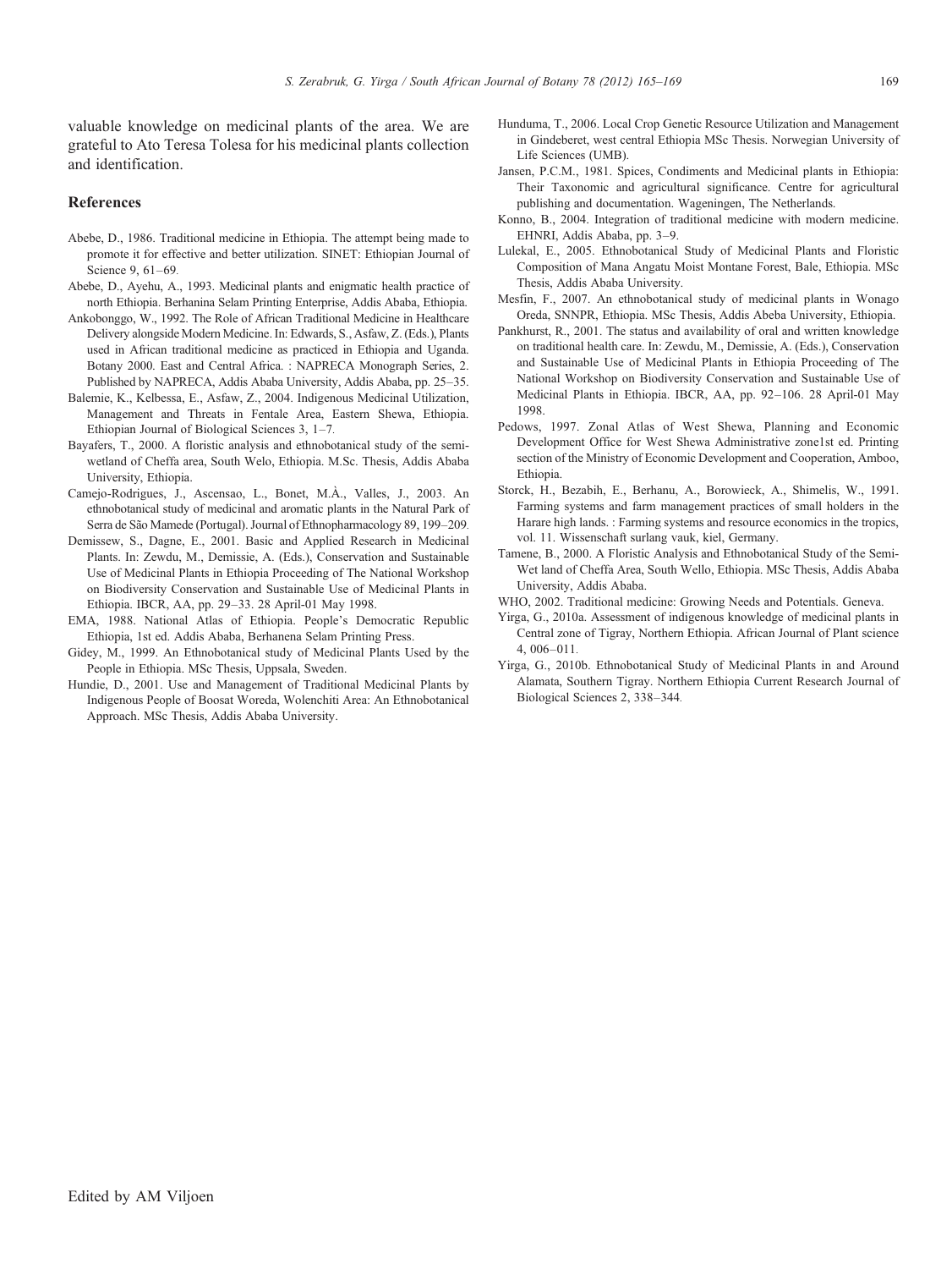valuable knowledge on medicinal plants of the area. We are grateful to Ato Teresa Tolesa for his medicinal plants collection and identification.

## References

Abebe, D., 1986. Traditional medicine in Ethiopia. The attempt being made to promote it for effective and better utilization. SINET: Ethiopian Journal of Science 9, 61–69.

Abebe, D., Ayehu, A., 1993. Medicinal plants and enigmatic health practice of north Ethiopia. Berhanina Selam Printing Enterprise, Addis Ababa, Ethiopia.

Ankobonggo, W., 1992. The Role of African Traditional Medicine in Healthcare Delivery alongside Modern Medicine. In: Edwards, S., Asfaw, Z. (Eds.), Plants used in African traditional medicine as practiced in Ethiopia and Uganda. Botany 2000. East and Central Africa. : NAPRECA Monograph Series, 2. Published by NAPRECA, Addis Ababa University, Addis Ababa, pp. 25–35.

Balemie, K., Kelbessa, E., Asfaw, Z., 2004. Indigenous Medicinal Utilization, Management and Threats in Fentale Area, Eastern Shewa, Ethiopia. Ethiopian Journal of Biological Sciences 3, 1–7.

Bayafers, T., 2000. A floristic analysis and ethnobotanical study of the semi-wetland of Cheffa area, South Welo, Ethiopia. M.Sc. Thesis, Addis Ababa University, Ethiopia.

Camejo-Rodrigues, J., Ascensao, L., Bonet, M.À., Valles, J., 2003. An ethnobotanical study of medicinal and aromatic plants in the Natural Park of Serra de São Mamede (Portugal). Journal of Ethnopharmacology 89, 199–209.

Demissew, S., Dagne, E., 2001. Basic and Applied Research in Medicinal Plants. In: Zewdu, M., Demissie, A. (Eds.), Conservation and Sustainable Use of Medicinal Plants in Ethiopia Proceeding of The National Workshop on Biodiversity Conservation and Sustainable Use of Medicinal Plants in Ethiopia. IBCR, AA, pp. 29–33. 28 April-01 May 1998.

EMA, 1988. National Atlas of Ethiopia. People's Democratic Republic Ethiopia, 1st ed. Addis Ababa, Berhanena Selam Printing Press.

Gidey, M., 1999. An Ethnobotanical study of Medicinal Plants Used by the People in Ethiopia. MSc Thesis, Uppsala, Sweden.

Hundie, D., 2001. Use and Management of Traditional Medicinal Plants by Indigenous People of Boosat Woreda, Wolenchiti Area: An Ethnobotanical Approach. MSc Thesis, Addis Ababa University.

Hunduma, T., 2006. Local Crop Genetic Resource Utilization and Management in Gindeberet, west central Ethiopia MSc Thesis. Norwegian University of Life Sciences (UMB).

Jansen, P.C.M., 1981. Spices, Condiments and Medicinal plants in Ethiopia: Their Taxonomic and agricultural significance. Centre for agricultural publishing and documentation. Wageningen, The Netherlands.

Konno, B., 2004. Integration of traditional medicine with modern medicine. EHNRI, Addis Ababa, pp. 3–9.

Lulekal, E., 2005. Ethnobotanical Study of Medicinal Plants and Floristic Composition of Mana Angatu Moist Montane Forest, Bale, Ethiopia. MSc Thesis, Addis Ababa University.

Mesfin, F., 2007. An ethnobotanical study of medicinal plants in Wonago Oreda, SNNPR, Ethiopia. MSc Thesis, Addis Abeba University, Ethiopia.

Pankhurst, R., 2001. The status and availability of oral and written knowledge on traditional health care. In: Zewdu, M., Demissie, A. (Eds.), Conservation and Sustainable Use of Medicinal Plants in Ethiopia Proceeding of The National Workshop on Biodiversity Conservation and Sustainable Use of Medicinal Plants in Ethiopia. IBCR, AA, pp. 92–106. 28 April-01 May 1998.

Pedows, 1997. Zonal Atlas of West Shewa, Planning and Economic Development Office for West Shewa Administrative zone1st ed. Printing section of the Ministry of Economic Development and Cooperation, Amboo, Ethiopia.

Storck, H., Bezabih, E., Berhanu, A., Borowieck, A., Shimelis, W., 1991. Farming systems and farm management practices of small holders in the Harare high lands. : Farming systems and resource economics in the tropics, vol. 11. Wissenschaft surlang vauk, kiel, Germany.

Tamene, B., 2000. A Floristic Analysis and Ethnobotanical Study of the Semi-Wet land of Cheffa Area, South Wello, Ethiopia. MSc Thesis, Addis Ababa University, Addis Ababa.

WHO, 2002. Traditional medicine: Growing Needs and Potentials. Geneva.

Yirga, G., 2010a. Assessment of indigenous knowledge of medicinal plants in Central zone of Tigray, Northern Ethiopia. African Journal of Plant science 4, 006–011.

Yirga, G., 2010b. Ethnobotanical Study of Medicinal Plants in and Around Alamata, Southern Tigray. Northern Ethiopia Current Research Journal of Biological Sciences 2, 338–344.

Edited by AM Viljoen